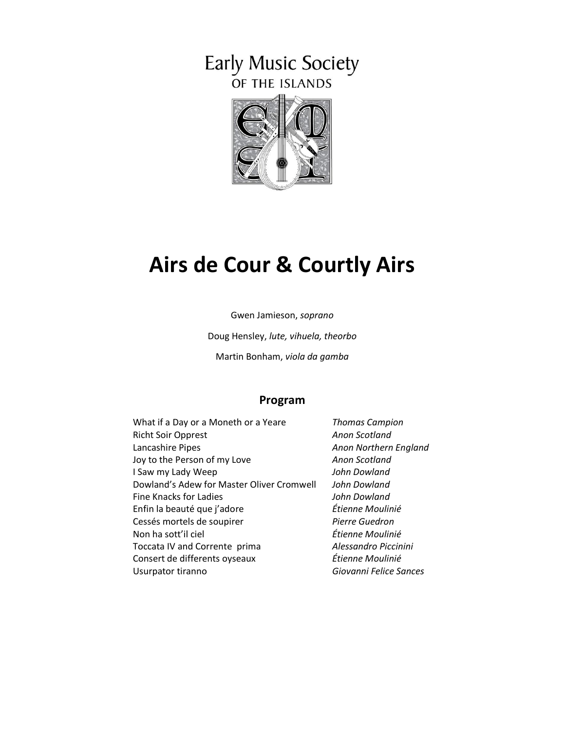Early Music Society
OF THE ISLANDS

# Airs de Cour & Courtly Airs

Gwen Jamieson, *soprano*

Doug Hensley, *lute, vihuela, theorbo*

Martin Bonham, *viola da gamba*

## Program

| | |
|---|---|
| What if a Day or a Moneth or a Yeare | *Thomas Campion* |
| Richt Soir Opprest | *Anon Scotland* |
| Lancashire Pipes | *Anon Northern England* |
| Joy to the Person of my Love | *Anon Scotland* |
| I Saw my Lady Weep | *John Dowland* |
| Dowland's Adew for Master Oliver Cromwell | *John Dowland* |
| Fine Knacks for Ladies | *John Dowland* |
| Enfin la beauté que j'adore | *Étienne Moulinié* |
| Cessés mortels de soupirer | *Pierre Guedron* |
| Non ha sott'il ciel | *Étienne Moulinié* |
| Toccata IV and Corrente prima | *Alessandro Piccinini* |
| Consert de differents oyseaux | *Étienne Moulinié* |
| Usurpator tiranno | *Giovanni Felice Sances* |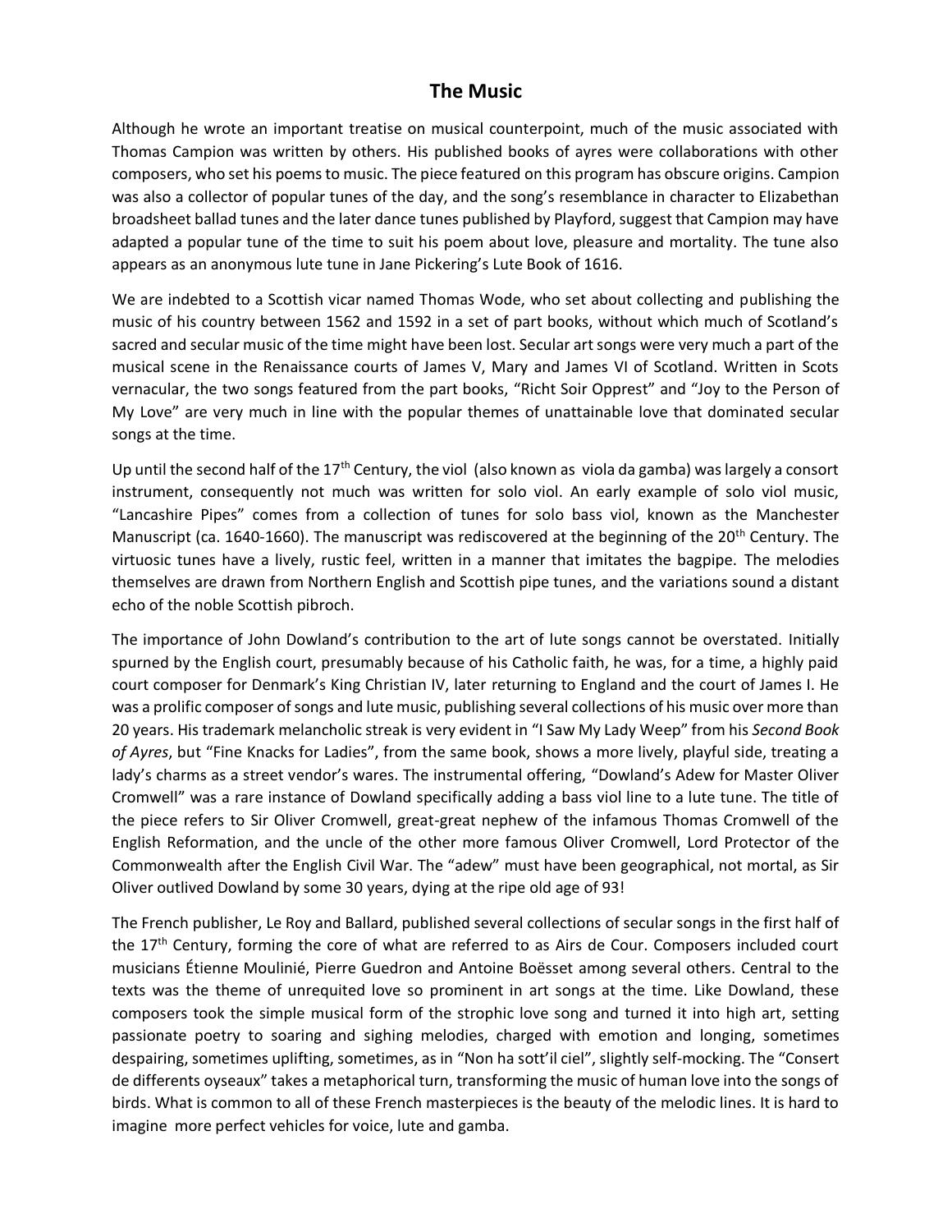## The Music

Although he wrote an important treatise on musical counterpoint, much of the music associated with Thomas Campion was written by others. His published books of ayres were collaborations with other composers, who set his poems to music. The piece featured on this program has obscure origins. Campion was also a collector of popular tunes of the day, and the song's resemblance in character to Elizabethan broadsheet ballad tunes and the later dance tunes published by Playford, suggest that Campion may have adapted a popular tune of the time to suit his poem about love, pleasure and mortality. The tune also appears as an anonymous lute tune in Jane Pickering's Lute Book of 1616.

We are indebted to a Scottish vicar named Thomas Wode, who set about collecting and publishing the music of his country between 1562 and 1592 in a set of part books, without which much of Scotland's sacred and secular music of the time might have been lost. Secular art songs were very much a part of the musical scene in the Renaissance courts of James V, Mary and James VI of Scotland. Written in Scots vernacular, the two songs featured from the part books, "Richt Soir Opprest" and "Joy to the Person of My Love" are very much in line with the popular themes of unattainable love that dominated secular songs at the time.

Up until the second half of the 17th Century, the viol (also known as viola da gamba) was largely a consort instrument, consequently not much was written for solo viol. An early example of solo viol music, "Lancashire Pipes" comes from a collection of tunes for solo bass viol, known as the Manchester Manuscript (ca. 1640-1660). The manuscript was rediscovered at the beginning of the 20th Century. The virtuosic tunes have a lively, rustic feel, written in a manner that imitates the bagpipe. The melodies themselves are drawn from Northern English and Scottish pipe tunes, and the variations sound a distant echo of the noble Scottish pibroch.

The importance of John Dowland's contribution to the art of lute songs cannot be overstated. Initially spurned by the English court, presumably because of his Catholic faith, he was, for a time, a highly paid court composer for Denmark's King Christian IV, later returning to England and the court of James I. He was a prolific composer of songs and lute music, publishing several collections of his music over more than 20 years. His trademark melancholic streak is very evident in "I Saw My Lady Weep" from his *Second Book of Ayres*, but "Fine Knacks for Ladies", from the same book, shows a more lively, playful side, treating a lady's charms as a street vendor's wares. The instrumental offering, "Dowland's Adew for Master Oliver Cromwell" was a rare instance of Dowland specifically adding a bass viol line to a lute tune. The title of the piece refers to Sir Oliver Cromwell, great-great nephew of the infamous Thomas Cromwell of the English Reformation, and the uncle of the other more famous Oliver Cromwell, Lord Protector of the Commonwealth after the English Civil War. The "adew" must have been geographical, not mortal, as Sir Oliver outlived Dowland by some 30 years, dying at the ripe old age of 93!

The French publisher, Le Roy and Ballard, published several collections of secular songs in the first half of the 17th Century, forming the core of what are referred to as Airs de Cour. Composers included court musicians Étienne Moulinié, Pierre Guedron and Antoine Boësset among several others. Central to the texts was the theme of unrequited love so prominent in art songs at the time. Like Dowland, these composers took the simple musical form of the strophic love song and turned it into high art, setting passionate poetry to soaring and sighing melodies, charged with emotion and longing, sometimes despairing, sometimes uplifting, sometimes, as in "Non ha sott'il ciel", slightly self-mocking. The "Consert de differents oyseaux" takes a metaphorical turn, transforming the music of human love into the songs of birds. What is common to all of these French masterpieces is the beauty of the melodic lines. It is hard to imagine more perfect vehicles for voice, lute and gamba.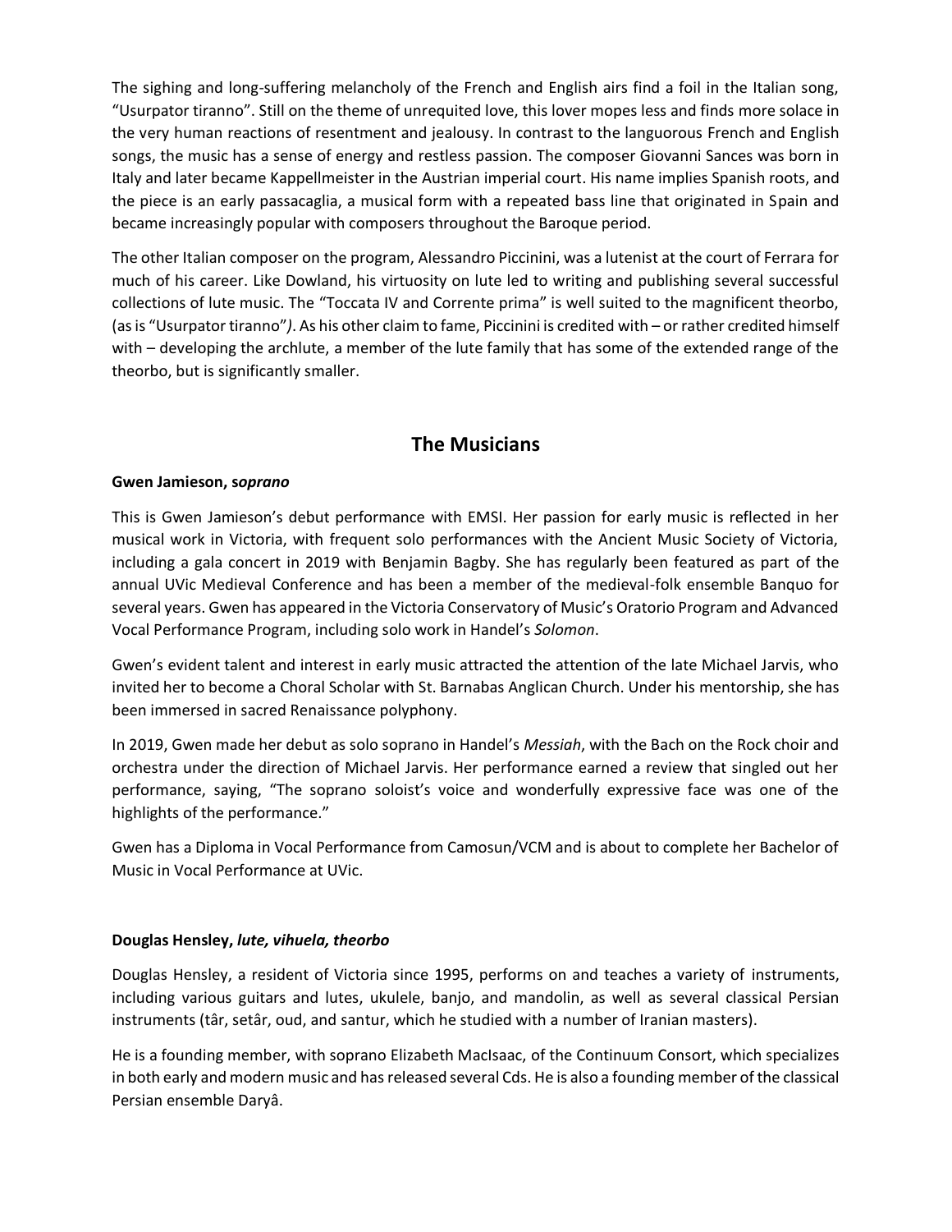The sighing and long-suffering melancholy of the French and English airs find a foil in the Italian song, "Usurpator tiranno". Still on the theme of unrequited love, this lover mopes less and finds more solace in the very human reactions of resentment and jealousy. In contrast to the languorous French and English songs, the music has a sense of energy and restless passion. The composer Giovanni Sances was born in Italy and later became Kappellmeister in the Austrian imperial court. His name implies Spanish roots, and the piece is an early passacaglia, a musical form with a repeated bass line that originated in Spain and became increasingly popular with composers throughout the Baroque period.

The other Italian composer on the program, Alessandro Piccinini, was a lutenist at the court of Ferrara for much of his career. Like Dowland, his virtuosity on lute led to writing and publishing several successful collections of lute music. The "Toccata IV and Corrente prima" is well suited to the magnificent theorbo, (as is "Usurpator tiranno"*)*. As his other claim to fame, Piccinini is credited with – or rather credited himself with – developing the archlute, a member of the lute family that has some of the extended range of the theorbo, but is significantly smaller.

## The Musicians

**Gwen Jamieson, s*oprano***

This is Gwen Jamieson's debut performance with EMSI. Her passion for early music is reflected in her musical work in Victoria, with frequent solo performances with the Ancient Music Society of Victoria, including a gala concert in 2019 with Benjamin Bagby. She has regularly been featured as part of the annual UVic Medieval Conference and has been a member of the medieval-folk ensemble Banquo for several years. Gwen has appeared in the Victoria Conservatory of Music's Oratorio Program and Advanced Vocal Performance Program, including solo work in Handel's *Solomon*.

Gwen's evident talent and interest in early music attracted the attention of the late Michael Jarvis, who invited her to become a Choral Scholar with St. Barnabas Anglican Church. Under his mentorship, she has been immersed in sacred Renaissance polyphony.

In 2019, Gwen made her debut as solo soprano in Handel's *Messiah*, with the Bach on the Rock choir and orchestra under the direction of Michael Jarvis. Her performance earned a review that singled out her performance, saying, "The soprano soloist's voice and wonderfully expressive face was one of the highlights of the performance."

Gwen has a Diploma in Vocal Performance from Camosun/VCM and is about to complete her Bachelor of Music in Vocal Performance at UVic.

**Douglas Hensley, *lute, vihuela, theorbo***

Douglas Hensley, a resident of Victoria since 1995, performs on and teaches a variety of instruments, including various guitars and lutes, ukulele, banjo, and mandolin, as well as several classical Persian instruments (târ, setâr, oud, and santur, which he studied with a number of Iranian masters).

He is a founding member, with soprano Elizabeth MacIsaac, of the Continuum Consort, which specializes in both early and modern music and has released several Cds. He is also a founding member of the classical Persian ensemble Daryâ.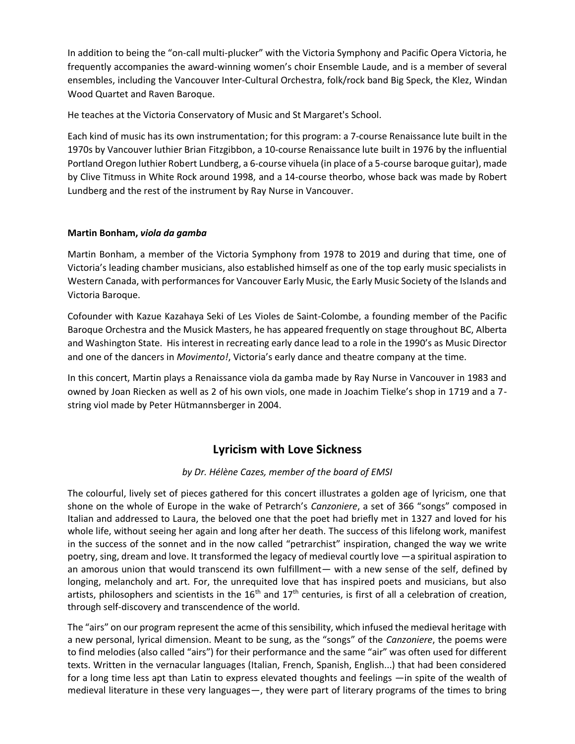In addition to being the "on-call multi-plucker" with the Victoria Symphony and Pacific Opera Victoria, he frequently accompanies the award-winning women's choir Ensemble Laude, and is a member of several ensembles, including the Vancouver Inter-Cultural Orchestra, folk/rock band Big Speck, the Klez, Windan Wood Quartet and Raven Baroque.

He teaches at the Victoria Conservatory of Music and St Margaret's School.

Each kind of music has its own instrumentation; for this program: a 7-course Renaissance lute built in the 1970s by Vancouver luthier Brian Fitzgibbon, a 10-course Renaissance lute built in 1976 by the influential Portland Oregon luthier Robert Lundberg, a 6-course vihuela (in place of a 5-course baroque guitar), made by Clive Titmuss in White Rock around 1998, and a 14-course theorbo, whose back was made by Robert Lundberg and the rest of the instrument by Ray Nurse in Vancouver.

**Martin Bonham, *viola da gamba***

Martin Bonham, a member of the Victoria Symphony from 1978 to 2019 and during that time, one of Victoria's leading chamber musicians, also established himself as one of the top early music specialists in Western Canada, with performances for Vancouver Early Music, the Early Music Society of the Islands and Victoria Baroque.

Cofounder with Kazue Kazahaya Seki of Les Violes de Saint-Colombe, a founding member of the Pacific Baroque Orchestra and the Musick Masters, he has appeared frequently on stage throughout BC, Alberta and Washington State. His interest in recreating early dance lead to a role in the 1990's as Music Director and one of the dancers in *Movimento!*, Victoria's early dance and theatre company at the time.

In this concert, Martin plays a Renaissance viola da gamba made by Ray Nurse in Vancouver in 1983 and owned by Joan Riecken as well as 2 of his own viols, one made in Joachim Tielke's shop in 1719 and a 7-string viol made by Peter Hütmannsberger in 2004.

## Lyricism with Love Sickness

*by Dr. Hélène Cazes, member of the board of EMSI*

The colourful, lively set of pieces gathered for this concert illustrates a golden age of lyricism, one that shone on the whole of Europe in the wake of Petrarch's *Canzoniere*, a set of 366 "songs" composed in Italian and addressed to Laura, the beloved one that the poet had briefly met in 1327 and loved for his whole life, without seeing her again and long after her death. The success of this lifelong work, manifest in the success of the sonnet and in the now called "petrarchist" inspiration, changed the way we write poetry, sing, dream and love. It transformed the legacy of medieval courtly love —a spiritual aspiration to an amorous union that would transcend its own fulfillment— with a new sense of the self, defined by longing, melancholy and art. For, the unrequited love that has inspired poets and musicians, but also artists, philosophers and scientists in the 16th and 17th centuries, is first of all a celebration of creation, through self-discovery and transcendence of the world.

The "airs" on our program represent the acme of this sensibility, which infused the medieval heritage with a new personal, lyrical dimension. Meant to be sung, as the "songs" of the *Canzoniere*, the poems were to find melodies (also called "airs") for their performance and the same "air" was often used for different texts. Written in the vernacular languages (Italian, French, Spanish, English...) that had been considered for a long time less apt than Latin to express elevated thoughts and feelings —in spite of the wealth of medieval literature in these very languages—, they were part of literary programs of the times to bring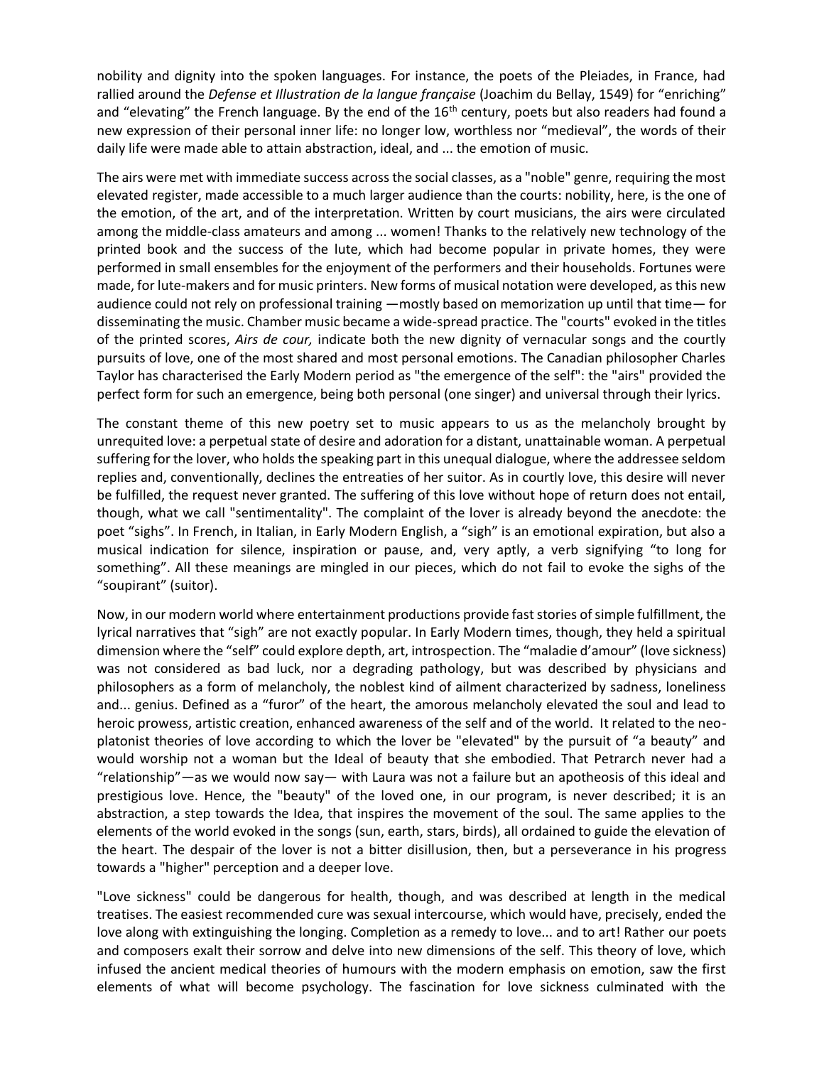nobility and dignity into the spoken languages. For instance, the poets of the Pleiades, in France, had rallied around the *Defense et Illustration de la langue française* (Joachim du Bellay, 1549) for "enriching" and "elevating" the French language. By the end of the 16th century, poets but also readers had found a new expression of their personal inner life: no longer low, worthless nor "medieval", the words of their daily life were made able to attain abstraction, ideal, and ... the emotion of music.

The airs were met with immediate success across the social classes, as a "noble" genre, requiring the most elevated register, made accessible to a much larger audience than the courts: nobility, here, is the one of the emotion, of the art, and of the interpretation. Written by court musicians, the airs were circulated among the middle-class amateurs and among ... women! Thanks to the relatively new technology of the printed book and the success of the lute, which had become popular in private homes, they were performed in small ensembles for the enjoyment of the performers and their households. Fortunes were made, for lute-makers and for music printers. New forms of musical notation were developed, as this new audience could not rely on professional training —mostly based on memorization up until that time— for disseminating the music. Chamber music became a wide-spread practice. The "courts" evoked in the titles of the printed scores, *Airs de cour,* indicate both the new dignity of vernacular songs and the courtly pursuits of love, one of the most shared and most personal emotions. The Canadian philosopher Charles Taylor has characterised the Early Modern period as "the emergence of the self": the "airs" provided the perfect form for such an emergence, being both personal (one singer) and universal through their lyrics.

The constant theme of this new poetry set to music appears to us as the melancholy brought by unrequited love: a perpetual state of desire and adoration for a distant, unattainable woman. A perpetual suffering for the lover, who holds the speaking part in this unequal dialogue, where the addressee seldom replies and, conventionally, declines the entreaties of her suitor. As in courtly love, this desire will never be fulfilled, the request never granted. The suffering of this love without hope of return does not entail, though, what we call "sentimentality". The complaint of the lover is already beyond the anecdote: the poet "sighs". In French, in Italian, in Early Modern English, a "sigh" is an emotional expiration, but also a musical indication for silence, inspiration or pause, and, very aptly, a verb signifying "to long for something". All these meanings are mingled in our pieces, which do not fail to evoke the sighs of the "soupirant" (suitor).

Now, in our modern world where entertainment productions provide fast stories of simple fulfillment, the lyrical narratives that "sigh" are not exactly popular. In Early Modern times, though, they held a spiritual dimension where the "self" could explore depth, art, introspection. The "maladie d'amour" (love sickness) was not considered as bad luck, nor a degrading pathology, but was described by physicians and philosophers as a form of melancholy, the noblest kind of ailment characterized by sadness, loneliness and... genius. Defined as a "furor" of the heart, the amorous melancholy elevated the soul and lead to heroic prowess, artistic creation, enhanced awareness of the self and of the world. It related to the neo-platonist theories of love according to which the lover be "elevated" by the pursuit of "a beauty" and would worship not a woman but the Ideal of beauty that she embodied. That Petrarch never had a "relationship"—as we would now say— with Laura was not a failure but an apotheosis of this ideal and prestigious love. Hence, the "beauty" of the loved one, in our program, is never described; it is an abstraction, a step towards the Idea, that inspires the movement of the soul. The same applies to the elements of the world evoked in the songs (sun, earth, stars, birds), all ordained to guide the elevation of the heart. The despair of the lover is not a bitter disillusion, then, but a perseverance in his progress towards a "higher" perception and a deeper love.

"Love sickness" could be dangerous for health, though, and was described at length in the medical treatises. The easiest recommended cure was sexual intercourse, which would have, precisely, ended the love along with extinguishing the longing. Completion as a remedy to love... and to art! Rather our poets and composers exalt their sorrow and delve into new dimensions of the self. This theory of love, which infused the ancient medical theories of humours with the modern emphasis on emotion, saw the first elements of what will become psychology. The fascination for love sickness culminated with the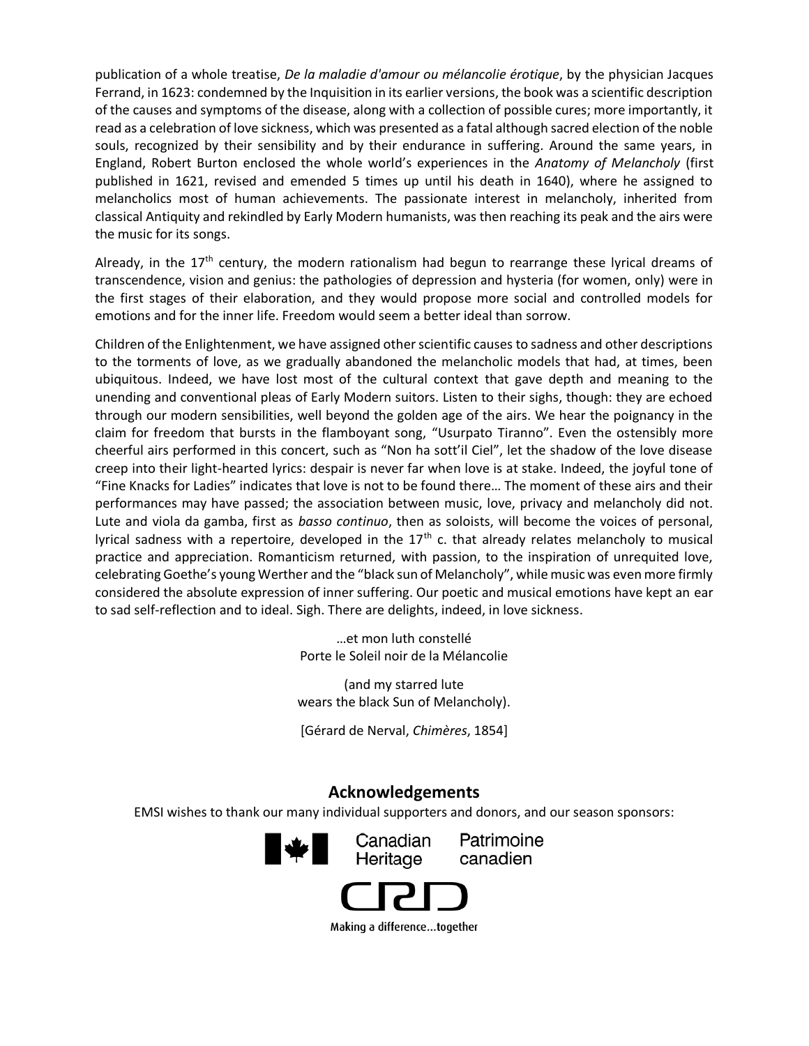publication of a whole treatise, *De la maladie d'amour ou mélancolie érotique*, by the physician Jacques Ferrand, in 1623: condemned by the Inquisition in its earlier versions, the book was a scientific description of the causes and symptoms of the disease, along with a collection of possible cures; more importantly, it read as a celebration of love sickness, which was presented as a fatal although sacred election of the noble souls, recognized by their sensibility and by their endurance in suffering. Around the same years, in England, Robert Burton enclosed the whole world's experiences in the *Anatomy of Melancholy* (first published in 1621, revised and emended 5 times up until his death in 1640), where he assigned to melancholics most of human achievements. The passionate interest in melancholy, inherited from classical Antiquity and rekindled by Early Modern humanists, was then reaching its peak and the airs were the music for its songs.

Already, in the 17th century, the modern rationalism had begun to rearrange these lyrical dreams of transcendence, vision and genius: the pathologies of depression and hysteria (for women, only) were in the first stages of their elaboration, and they would propose more social and controlled models for emotions and for the inner life. Freedom would seem a better ideal than sorrow.

Children of the Enlightenment, we have assigned other scientific causes to sadness and other descriptions to the torments of love, as we gradually abandoned the melancholic models that had, at times, been ubiquitous. Indeed, we have lost most of the cultural context that gave depth and meaning to the unending and conventional pleas of Early Modern suitors. Listen to their sighs, though: they are echoed through our modern sensibilities, well beyond the golden age of the airs. We hear the poignancy in the claim for freedom that bursts in the flamboyant song, "Usurpato Tiranno". Even the ostensibly more cheerful airs performed in this concert, such as "Non ha sott'il Ciel", let the shadow of the love disease creep into their light-hearted lyrics: despair is never far when love is at stake. Indeed, the joyful tone of "Fine Knacks for Ladies" indicates that love is not to be found there… The moment of these airs and their performances may have passed; the association between music, love, privacy and melancholy did not. Lute and viola da gamba, first as *basso continuo*, then as soloists, will become the voices of personal, lyrical sadness with a repertoire, developed in the 17th c. that already relates melancholy to musical practice and appreciation. Romanticism returned, with passion, to the inspiration of unrequited love, celebrating Goethe's young Werther and the "black sun of Melancholy", while music was even more firmly considered the absolute expression of inner suffering. Our poetic and musical emotions have kept an ear to sad self-reflection and to ideal. Sigh. There are delights, indeed, in love sickness.

…et mon luth constellé
Porte le Soleil noir de la Mélancolie

(and my starred lute
wears the black Sun of Melancholy).

[Gérard de Nerval, *Chimères*, 1854]

## Acknowledgements

EMSI wishes to thank our many individual supporters and donors, and our season sponsors:

Canadian Heritage Patrimoine canadien

CRD

Making a difference...together